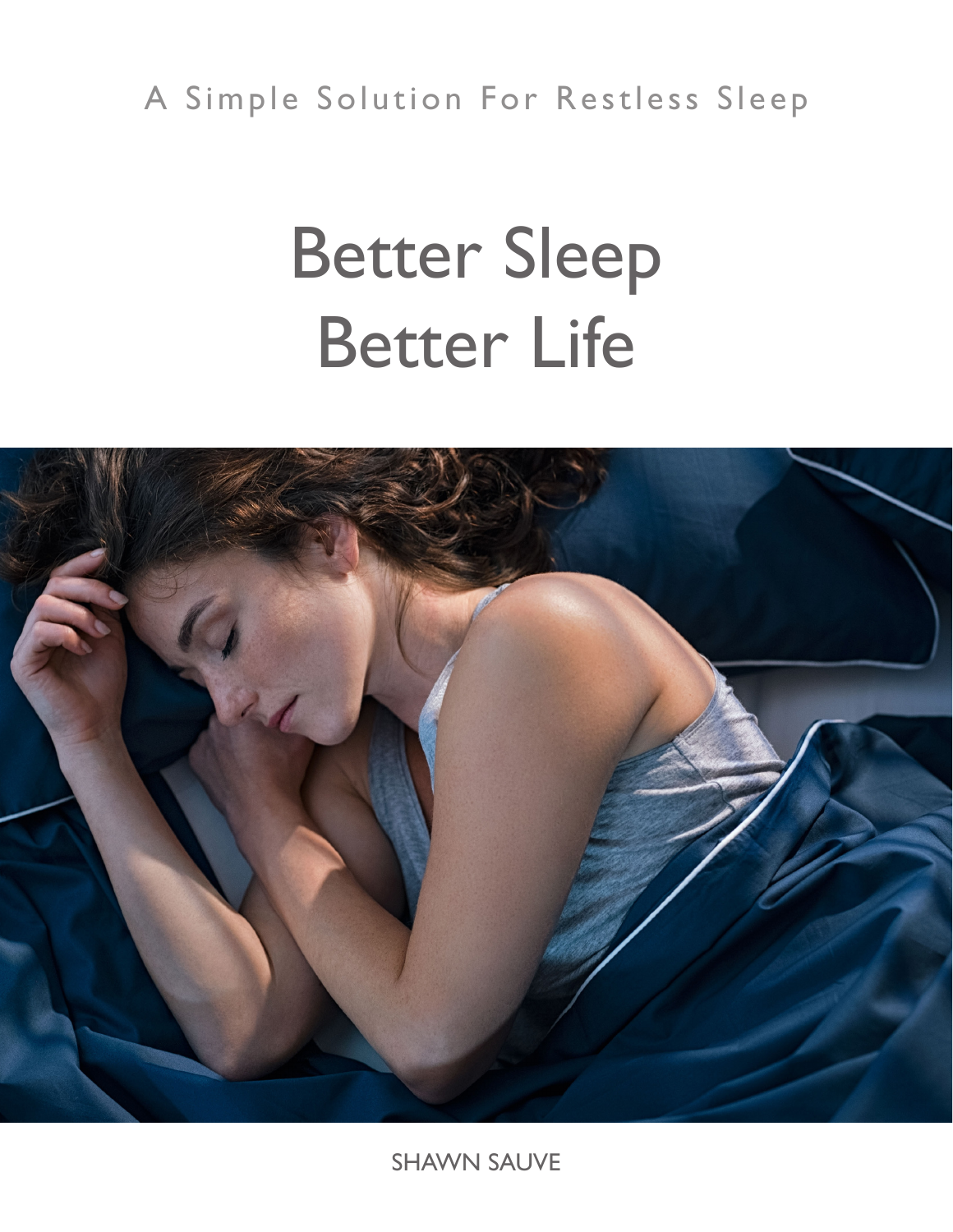A Simple Solution For Restless Sleep

# Better Sleep
# Better Life

SHAWN SAUVE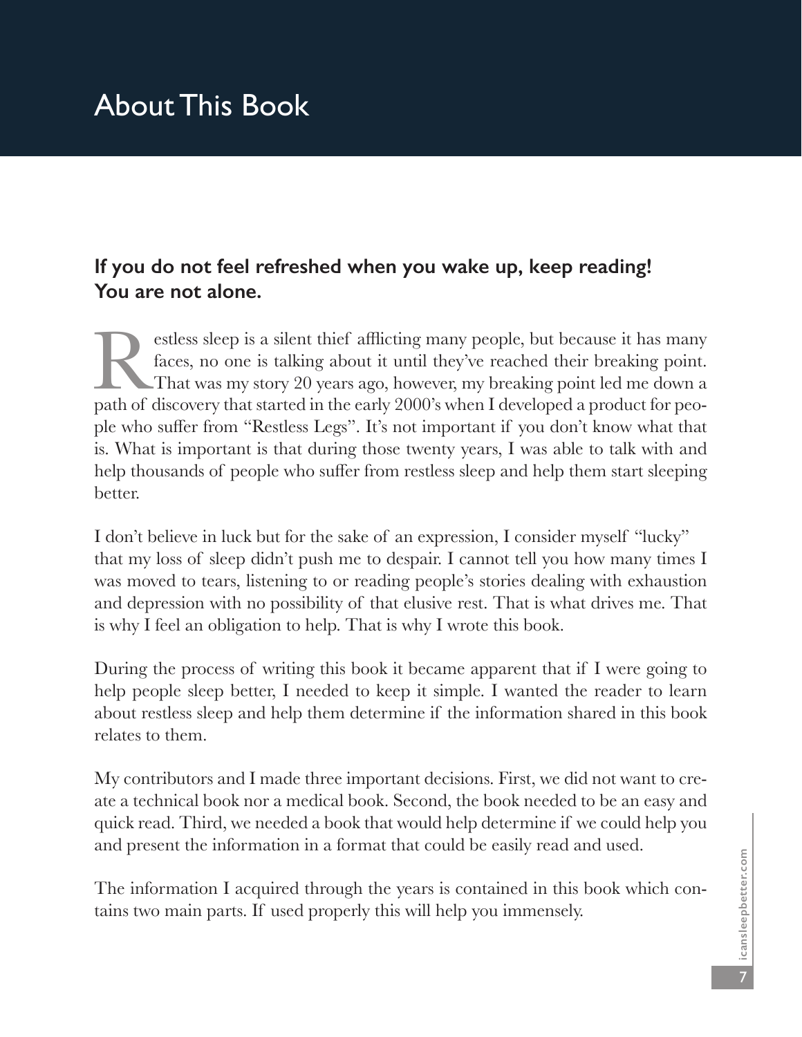# About This Book

**If you do not feel refreshed when you wake up, keep reading! You are not alone.**

Restless sleep is a silent thief afflicting many people, but because it has many faces, no one is talking about it until they've reached their breaking point. That was my story 20 years ago, however, my breaking point led me down a path of discovery that started in the early 2000's when I developed a product for people who suffer from "Restless Legs". It's not important if you don't know what that is. What is important is that during those twenty years, I was able to talk with and help thousands of people who suffer from restless sleep and help them start sleeping better.

I don't believe in luck but for the sake of an expression, I consider myself "lucky" that my loss of sleep didn't push me to despair. I cannot tell you how many times I was moved to tears, listening to or reading people's stories dealing with exhaustion and depression with no possibility of that elusive rest. That is what drives me. That is why I feel an obligation to help. That is why I wrote this book.

During the process of writing this book it became apparent that if I were going to help people sleep better, I needed to keep it simple. I wanted the reader to learn about restless sleep and help them determine if the information shared in this book relates to them.

My contributors and I made three important decisions. First, we did not want to create a technical book nor a medical book. Second, the book needed to be an easy and quick read. Third, we needed a book that would help determine if we could help you and present the information in a format that could be easily read and used.

The information I acquired through the years is contained in this book which contains two main parts. If used properly this will help you immensely.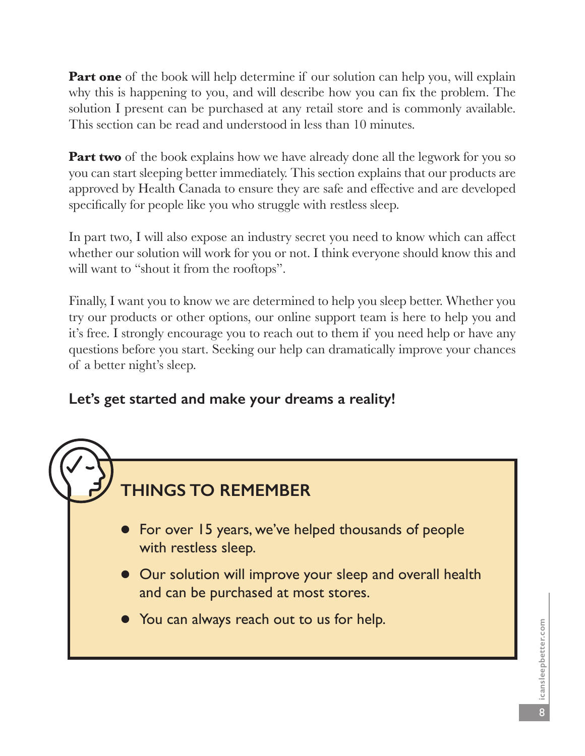**Part one** of the book will help determine if our solution can help you, will explain why this is happening to you, and will describe how you can fix the problem. The solution I present can be purchased at any retail store and is commonly available. This section can be read and understood in less than 10 minutes.

**Part two** of the book explains how we have already done all the legwork for you so you can start sleeping better immediately. This section explains that our products are approved by Health Canada to ensure they are safe and effective and are developed specifically for people like you who struggle with restless sleep.

In part two, I will also expose an industry secret you need to know which can affect whether our solution will work for you or not. I think everyone should know this and will want to "shout it from the rooftops".

Finally, I want you to know we are determined to help you sleep better. Whether you try our products or other options, our online support team is here to help you and it's free. I strongly encourage you to reach out to them if you need help or have any questions before you start. Seeking our help can dramatically improve your chances of a better night's sleep.

**Let's get started and make your dreams a reality!**

## THINGS TO REMEMBER

- For over 15 years, we've helped thousands of people with restless sleep.
- Our solution will improve your sleep and overall health and can be purchased at most stores.
- You can always reach out to us for help.